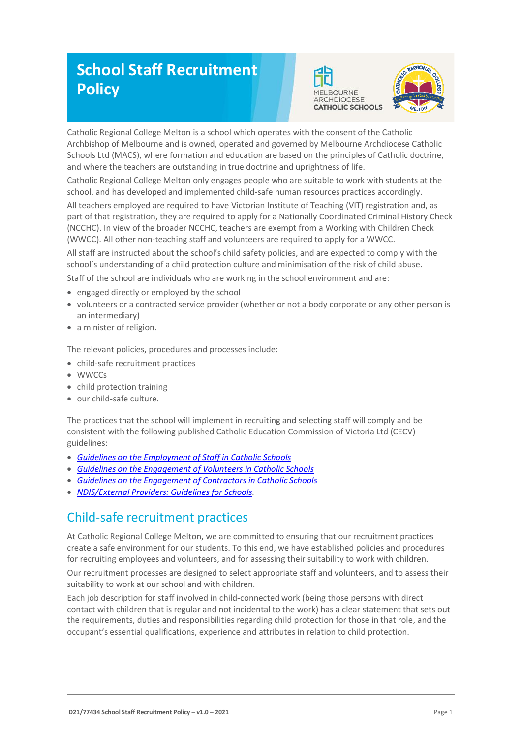# School Staff Recruitment Policy

Catholic Regional College Melton is a school which operates with the consent of the Catholic Archbishop of Melbourne and is owned, operated and governed by Melbourne Archdiocese Catholic Schools Ltd (MACS), where formation and education are based on the principles of Catholic doctrine, and where the teachers are outstanding in true doctrine and uprightness of life.

Catholic Regional College Melton only engages people who are suitable to work with students at the school, and has developed and implemented child-safe human resources practices accordingly.

All teachers employed are required to have Victorian Institute of Teaching (VIT) registration and, as part of that registration, they are required to apply for a Nationally Coordinated Criminal History Check (NCCHC). In view of the broader NCCHC, teachers are exempt from a Working with Children Check (WWCC). All other non-teaching staff and volunteers are required to apply for a WWCC.

All staff are instructed about the school's child safety policies, and are expected to comply with the school's understanding of a child protection culture and minimisation of the risk of child abuse.

Staff of the school are individuals who are working in the school environment and are:

- engaged directly or employed by the school
- volunteers or a contracted service provider (whether or not a body corporate or any other person is an intermediary)
- a minister of religion.

The relevant policies, procedures and processes include:

- child-safe recruitment practices
- WWCCs
- child protection training
- our child-safe culture.

The practices that the school will implement in recruiting and selecting staff will comply and be consistent with the following published Catholic Education Commission of Victoria Ltd (CECV) guidelines:

- *Guidelines on the Employment of Staff in Catholic Schools*
- *Guidelines on the Engagement of Volunteers in Catholic Schools*
- *Guidelines on the Engagement of Contractors in Catholic Schools*
- *NDIS/External Providers: Guidelines for Schools*.

## Child-safe recruitment practices

At Catholic Regional College Melton, we are committed to ensuring that our recruitment practices create a safe environment for our students. To this end, we have established policies and procedures for recruiting employees and volunteers, and for assessing their suitability to work with children.

Our recruitment processes are designed to select appropriate staff and volunteers, and to assess their suitability to work at our school and with children.

Each job description for staff involved in child-connected work (being those persons with direct contact with children that is regular and not incidental to the work) has a clear statement that sets out the requirements, duties and responsibilities regarding child protection for those in that role, and the occupant's essential qualifications, experience and attributes in relation to child protection.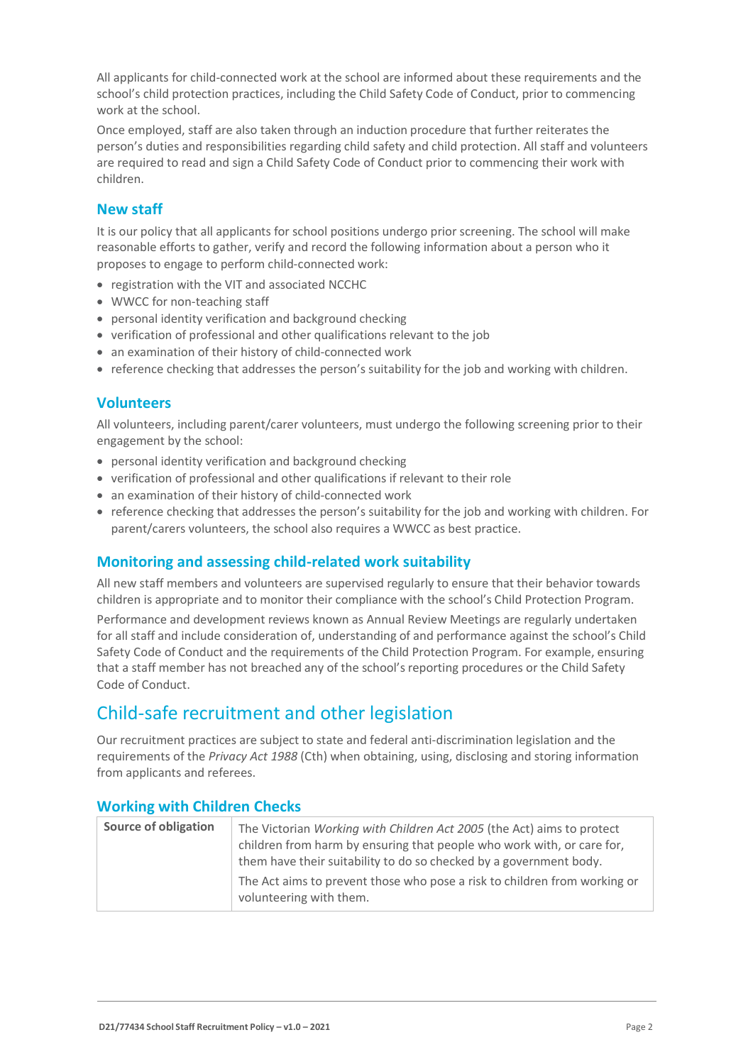All applicants for child-connected work at the school are informed about these requirements and the school's child protection practices, including the Child Safety Code of Conduct, prior to commencing work at the school.

Once employed, staff are also taken through an induction procedure that further reiterates the person's duties and responsibilities regarding child safety and child protection. All staff and volunteers are required to read and sign a Child Safety Code of Conduct prior to commencing their work with children.

### New staff

It is our policy that all applicants for school positions undergo prior screening. The school will make reasonable efforts to gather, verify and record the following information about a person who it proposes to engage to perform child-connected work:

- registration with the VIT and associated NCCHC
- WWCC for non-teaching staff
- personal identity verification and background checking
- verification of professional and other qualifications relevant to the job
- an examination of their history of child-connected work
- reference checking that addresses the person's suitability for the job and working with children.

### Volunteers

All volunteers, including parent/carer volunteers, must undergo the following screening prior to their engagement by the school:

- personal identity verification and background checking
- verification of professional and other qualifications if relevant to their role
- an examination of their history of child-connected work
- reference checking that addresses the person's suitability for the job and working with children. For parent/carers volunteers, the school also requires a WWCC as best practice.

### Monitoring and assessing child-related work suitability

All new staff members and volunteers are supervised regularly to ensure that their behavior towards children is appropriate and to monitor their compliance with the school's Child Protection Program.

Performance and development reviews known as Annual Review Meetings are regularly undertaken for all staff and include consideration of, understanding of and performance against the school's Child Safety Code of Conduct and the requirements of the Child Protection Program. For example, ensuring that a staff member has not breached any of the school's reporting procedures or the Child Safety Code of Conduct.

## Child-safe recruitment and other legislation

Our recruitment practices are subject to state and federal anti-discrimination legislation and the requirements of the *Privacy Act 1988* (Cth) when obtaining, using, disclosing and storing information from applicants and referees.

### Working with Children Checks

| | |
|---|---|
| **Source of obligation** | The Victorian *Working with Children Act 2005* (the Act) aims to protect children from harm by ensuring that people who work with, or care for, them have their suitability to do so checked by a government body.<br><br>The Act aims to prevent those who pose a risk to children from working or volunteering with them. |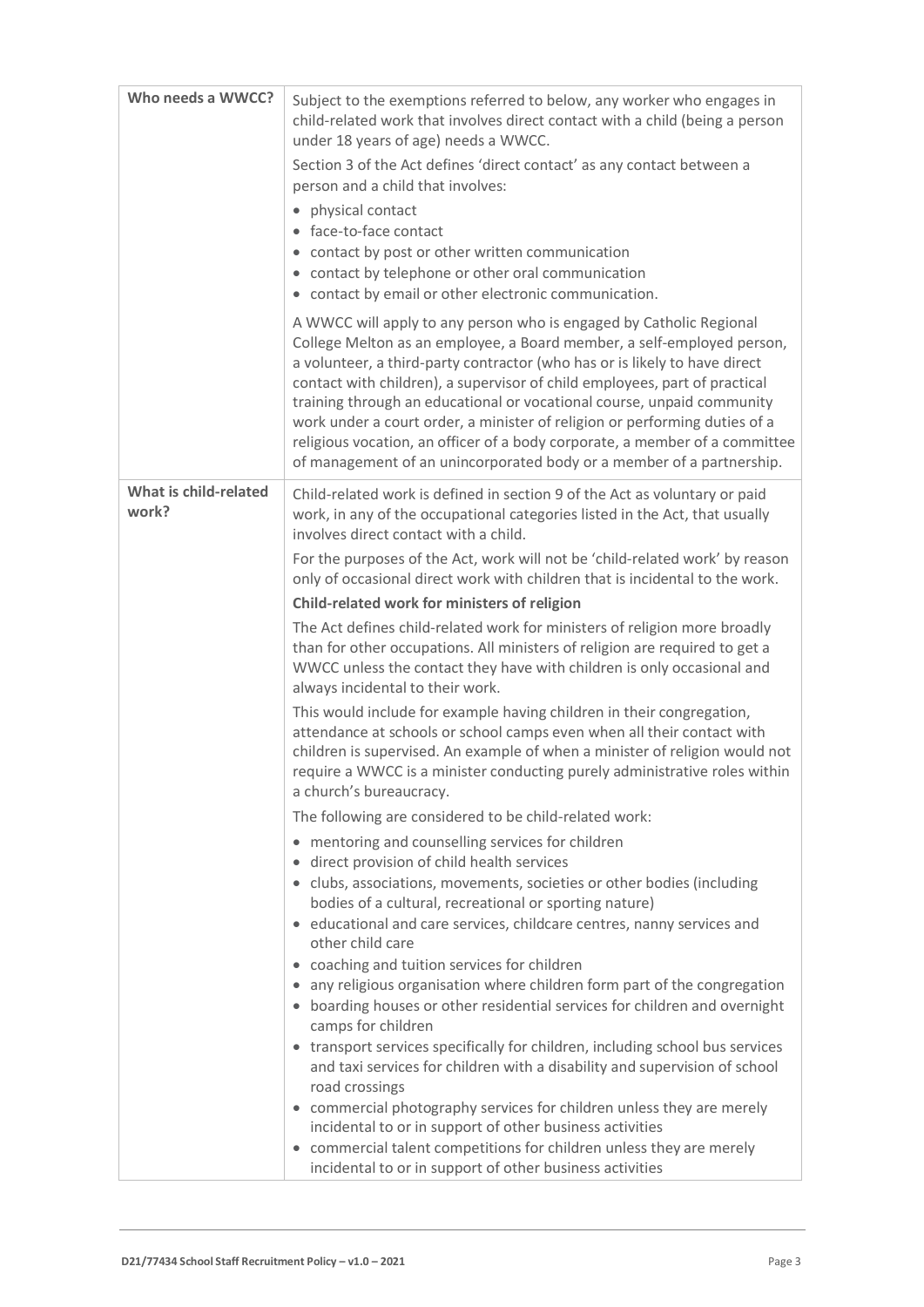| | |
|---|---|
| **Who needs a WWCC?** | Subject to the exemptions referred to below, any worker who engages in child-related work that involves direct contact with a child (being a person under 18 years of age) needs a WWCC.<br><br>Section 3 of the Act defines 'direct contact' as any contact between a person and a child that involves:<br><br>• physical contact<br>• face-to-face contact<br>• contact by post or other written communication<br>• contact by telephone or other oral communication<br>• contact by email or other electronic communication.<br><br>A WWCC will apply to any person who is engaged by Catholic Regional College Melton as an employee, a Board member, a self-employed person, a volunteer, a third-party contractor (who has or is likely to have direct contact with children), a supervisor of child employees, part of practical training through an educational or vocational course, unpaid community work under a court order, a minister of religion or performing duties of a religious vocation, an officer of a body corporate, a member of a committee of management of an unincorporated body or a member of a partnership. |
| **What is child-related work?** | Child-related work is defined in section 9 of the Act as voluntary or paid work, in any of the occupational categories listed in the Act, that usually involves direct contact with a child.<br><br>For the purposes of the Act, work will not be 'child-related work' by reason only of occasional direct work with children that is incidental to the work.<br><br>**Child-related work for ministers of religion**<br><br>The Act defines child-related work for ministers of religion more broadly than for other occupations. All ministers of religion are required to get a WWCC unless the contact they have with children is only occasional and always incidental to their work.<br><br>This would include for example having children in their congregation, attendance at schools or school camps even when all their contact with children is supervised. An example of when a minister of religion would not require a WWCC is a minister conducting purely administrative roles within a church's bureaucracy.<br><br>The following are considered to be child-related work:<br><br>• mentoring and counselling services for children<br>• direct provision of child health services<br>• clubs, associations, movements, societies or other bodies (including bodies of a cultural, recreational or sporting nature)<br>• educational and care services, childcare centres, nanny services and other child care<br>• coaching and tuition services for children<br>• any religious organisation where children form part of the congregation<br>• boarding houses or other residential services for children and overnight camps for children<br>• transport services specifically for children, including school bus services and taxi services for children with a disability and supervision of school road crossings<br>• commercial photography services for children unless they are merely incidental to or in support of other business activities<br>• commercial talent competitions for children unless they are merely incidental to or in support of other business activities |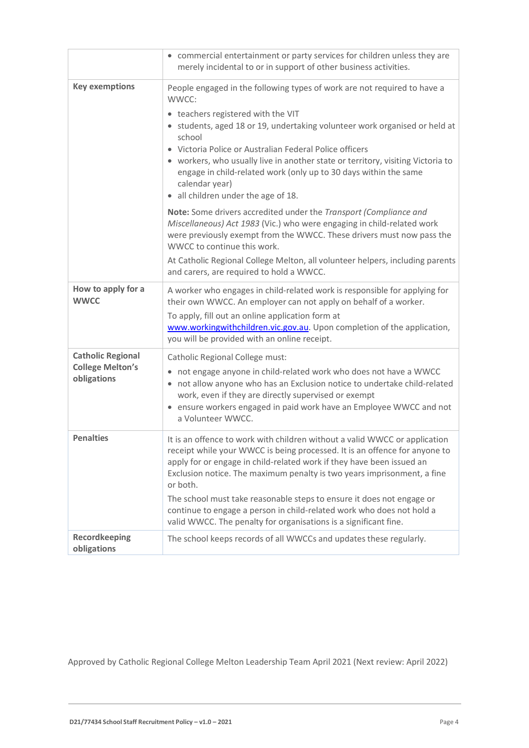| | |
|---|---|
| | • commercial entertainment or party services for children unless they are merely incidental to or in support of other business activities. |
| **Key exemptions** | People engaged in the following types of work are not required to have a WWCC:<br>• teachers registered with the VIT<br>• students, aged 18 or 19, undertaking volunteer work organised or held at school<br>• Victoria Police or Australian Federal Police officers<br>• workers, who usually live in another state or territory, visiting Victoria to engage in child-related work (only up to 30 days within the same calendar year)<br>• all children under the age of 18.<br><br>**Note:** Some drivers accredited under the *Transport (Compliance and Miscellaneous) Act 1983* (Vic.) who were engaging in child-related work were previously exempt from the WWCC. These drivers must now pass the WWCC to continue this work.<br>At Catholic Regional College Melton, all volunteer helpers, including parents and carers, are required to hold a WWCC. |
| **How to apply for a WWCC** | A worker who engages in child-related work is responsible for applying for their own WWCC. An employer can not apply on behalf of a worker.<br>To apply, fill out an online application form at www.workingwithchildren.vic.gov.au. Upon completion of the application, you will be provided with an online receipt. |
| **Catholic Regional College Melton's obligations** | Catholic Regional College must:<br>• not engage anyone in child-related work who does not have a WWCC<br>• not allow anyone who has an Exclusion notice to undertake child-related work, even if they are directly supervised or exempt<br>• ensure workers engaged in paid work have an Employee WWCC and not a Volunteer WWCC. |
| **Penalties** | It is an offence to work with children without a valid WWCC or application receipt while your WWCC is being processed. It is an offence for anyone to apply for or engage in child-related work if they have been issued an Exclusion notice. The maximum penalty is two years imprisonment, a fine or both.<br>The school must take reasonable steps to ensure it does not engage or continue to engage a person in child-related work who does not hold a valid WWCC. The penalty for organisations is a significant fine. |
| **Recordkeeping obligations** | The school keeps records of all WWCCs and updates these regularly. |

Approved by Catholic Regional College Melton Leadership Team April 2021 (Next review: April 2022)